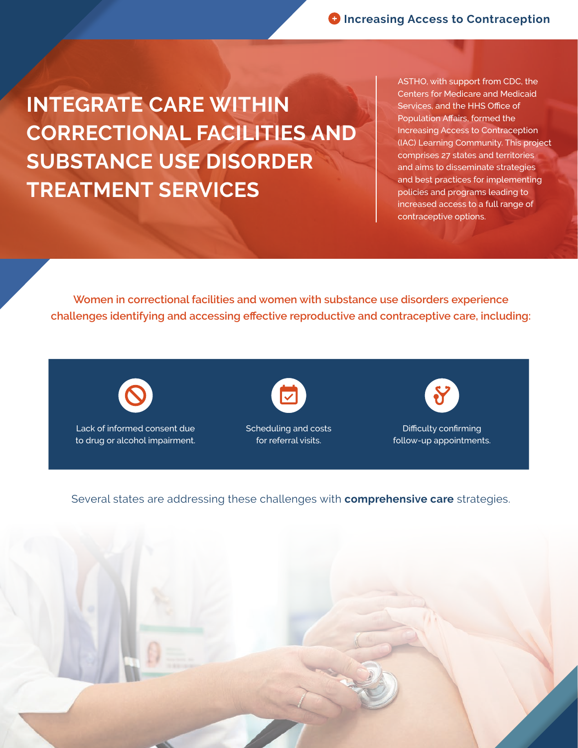Increasing Access to Contraception

# INTEGRATE CARE WITHIN CORRECTIONAL FACILITIES AND SUBSTANCE USE DISORDER TREATMENT SERVICES

ASTHO, with support from CDC, the Centers for Medicare and Medicaid Services, and the HHS Office of Population Affairs, formed the Increasing Access to Contraception (IAC) Learning Community. This project comprises 27 states and territories and aims to disseminate strategies and best practices for implementing policies and programs leading to increased access to a full range of contraceptive options.

Women in correctional facilities and women with substance use disorders experience challenges identifying and accessing effective reproductive and contraceptive care, including:

- Lack of informed consent due to drug or alcohol impairment.
- Scheduling and costs for referral visits.
- Difficulty confirming follow-up appointments.

Several states are addressing these challenges with **comprehensive care** strategies.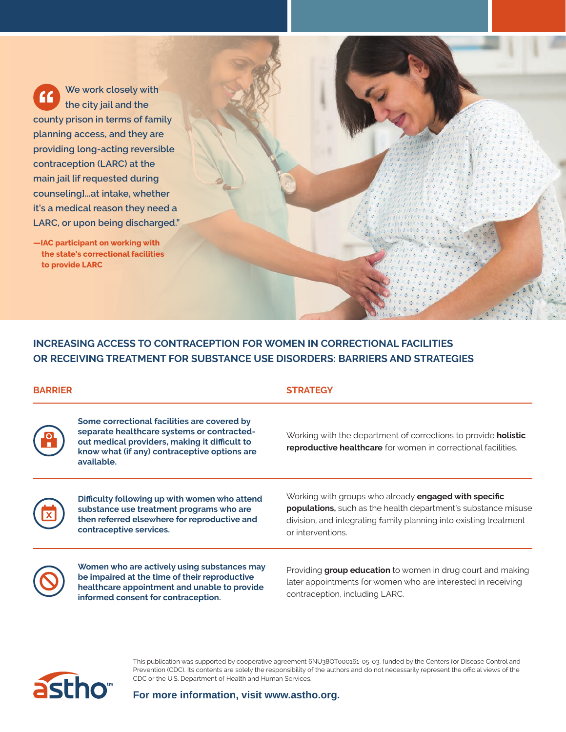> We work closely with the city jail and the county prison in terms of family planning access, and they are providing long-acting reversible contraception (LARC) at the main jail [if requested during counseling]...at intake, whether it's a medical reason they need a LARC, or upon being discharged."
>
> **—IAC participant on working with the state's correctional facilities to provide LARC**

## INCREASING ACCESS TO CONTRACEPTION FOR WOMEN IN CORRECTIONAL FACILITIES OR RECEIVING TREATMENT FOR SUBSTANCE USE DISORDERS: BARRIERS AND STRATEGIES

| BARRIER | STRATEGY |
|---|---|
| **Some correctional facilities are covered by separate healthcare systems or contracted-out medical providers, making it difficult to know what (if any) contraceptive options are available.** | Working with the department of corrections to provide **holistic reproductive healthcare** for women in correctional facilities. |
| **Difficulty following up with women who attend substance use treatment programs who are then referred elsewhere for reproductive and contraceptive services.** | Working with groups who already **engaged with specific populations,** such as the health department's substance misuse division, and integrating family planning into existing treatment or interventions. |
| **Women who are actively using substances may be impaired at the time of their reproductive healthcare appointment and unable to provide informed consent for contraception.** | Providing **group education** to women in drug court and making later appointments for women who are interested in receiving contraception, including LARC. |

This publication was supported by cooperative agreement 6NU38OT000161-05-03, funded by the Centers for Disease Control and Prevention (CDC). Its contents are solely the responsibility of the authors and do not necessarily represent the official views of the CDC or the U.S. Department of Health and Human Services.

astho™

**For more information, visit www.astho.org.**